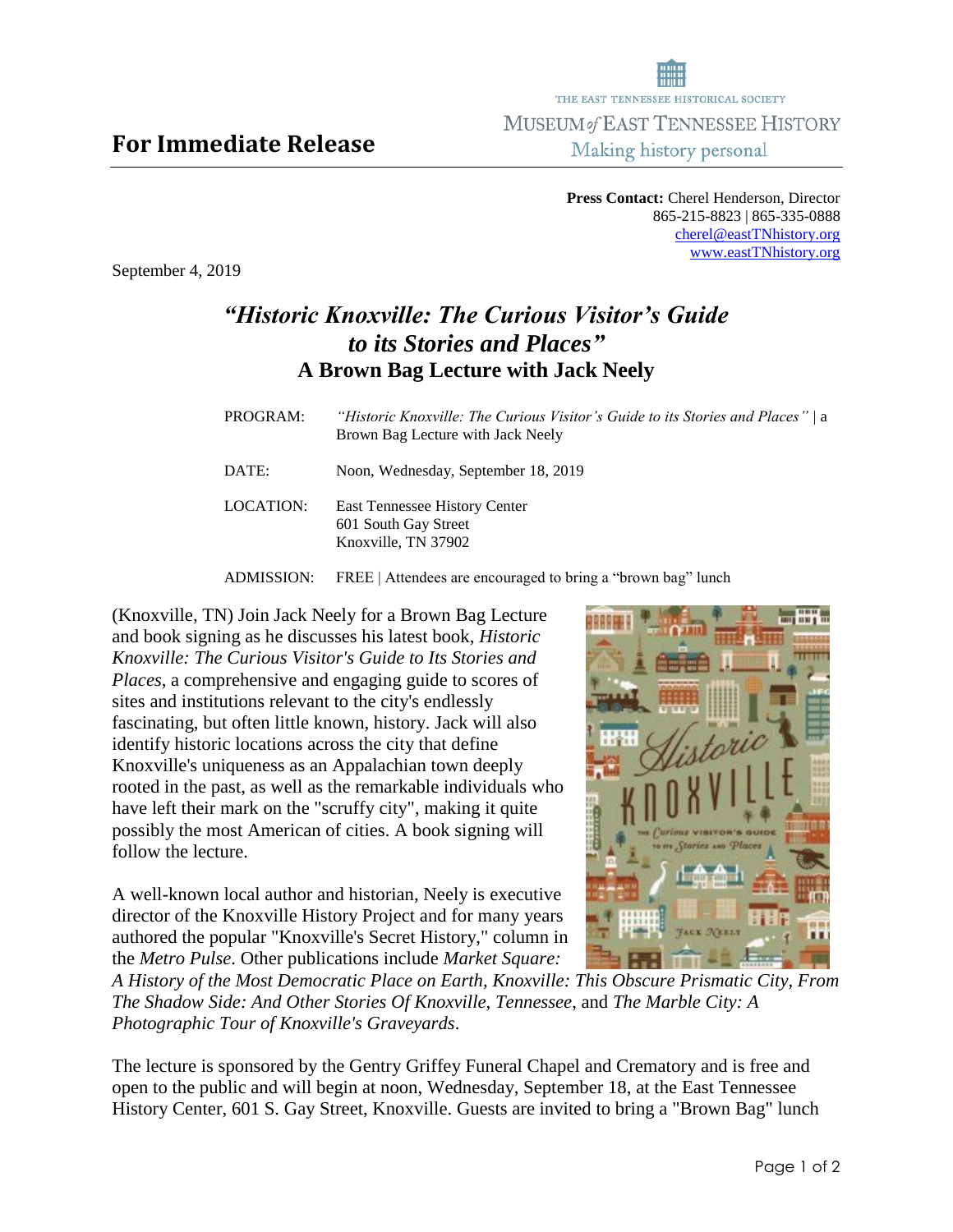THE EAST TENNESSEE HISTORICAL SOCIETY
MUSEUM *of* EAST TENNESSEE HISTORY
Making history personal

**For Immediate Release**

**Press Contact:** Cherel Henderson, Director
865-215-8823 | 865-335-0888
cherel@eastTNhistory.org
www.eastTNhistory.org

September 4, 2019

# *"Historic Knoxville: The Curious Visitor's Guide to its Stories and Places"*
## A Brown Bag Lecture with Jack Neely

| | |
|---|---|
| PROGRAM: | *"Historic Knoxville: The Curious Visitor's Guide to its Stories and Places"* \| a Brown Bag Lecture with Jack Neely |
| DATE: | Noon, Wednesday, September 18, 2019 |
| LOCATION: | East Tennessee History Center<br>601 South Gay Street<br>Knoxville, TN 37902 |
| ADMISSION: | FREE \| Attendees are encouraged to bring a "brown bag" lunch |

(Knoxville, TN) Join Jack Neely for a Brown Bag Lecture and book signing as he discusses his latest book, *Historic Knoxville: The Curious Visitor's Guide to Its Stories and Places*, a comprehensive and engaging guide to scores of sites and institutions relevant to the city's endlessly fascinating, but often little known, history. Jack will also identify historic locations across the city that define Knoxville's uniqueness as an Appalachian town deeply rooted in the past, as well as the remarkable individuals who have left their mark on the "scruffy city", making it quite possibly the most American of cities. A book signing will follow the lecture.

A well-known local author and historian, Neely is executive director of the Knoxville History Project and for many years authored the popular "Knoxville's Secret History," column in the *Metro Pulse*. Other publications include *Market Square: A History of the Most Democratic Place on Earth, Knoxville: This Obscure Prismatic City, From The Shadow Side: And Other Stories Of Knoxville, Tennessee*, and *The Marble City: A Photographic Tour of Knoxville's Graveyards*.

The lecture is sponsored by the Gentry Griffey Funeral Chapel and Crematory and is free and open to the public and will begin at noon, Wednesday, September 18, at the East Tennessee History Center, 601 S. Gay Street, Knoxville. Guests are invited to bring a "Brown Bag" lunch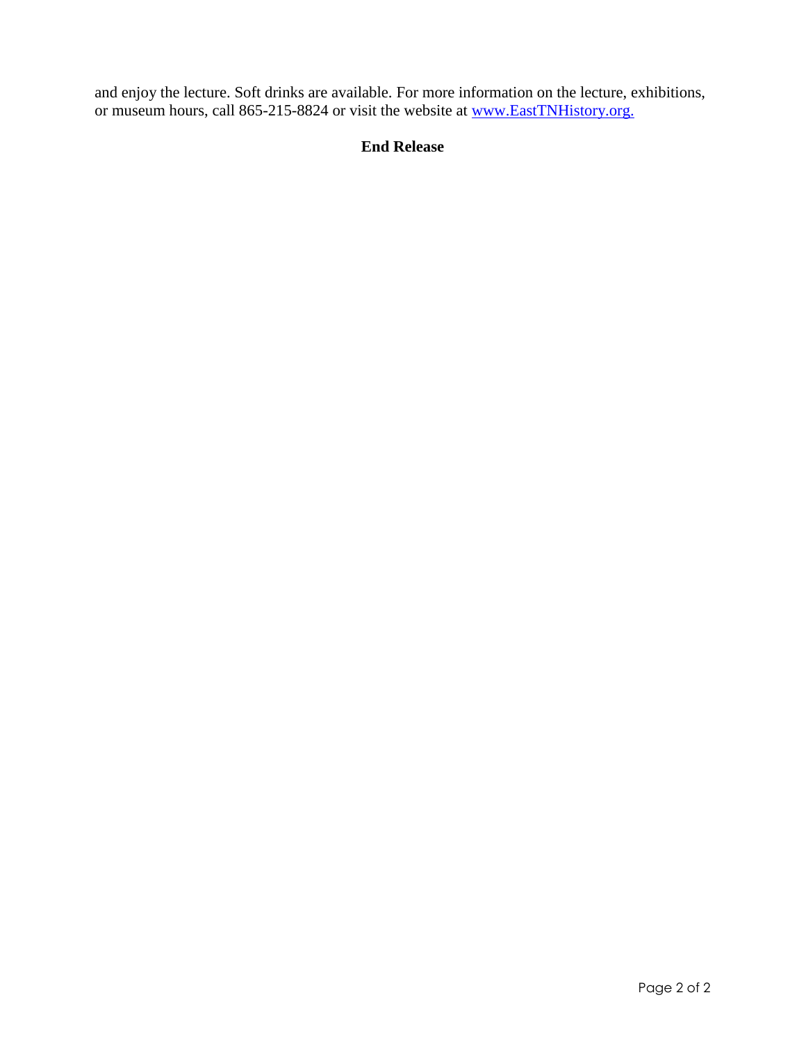and enjoy the lecture. Soft drinks are available. For more information on the lecture, exhibitions, or museum hours, call 865-215-8824 or visit the website at www.EastTNHistory.org.

**End Release**